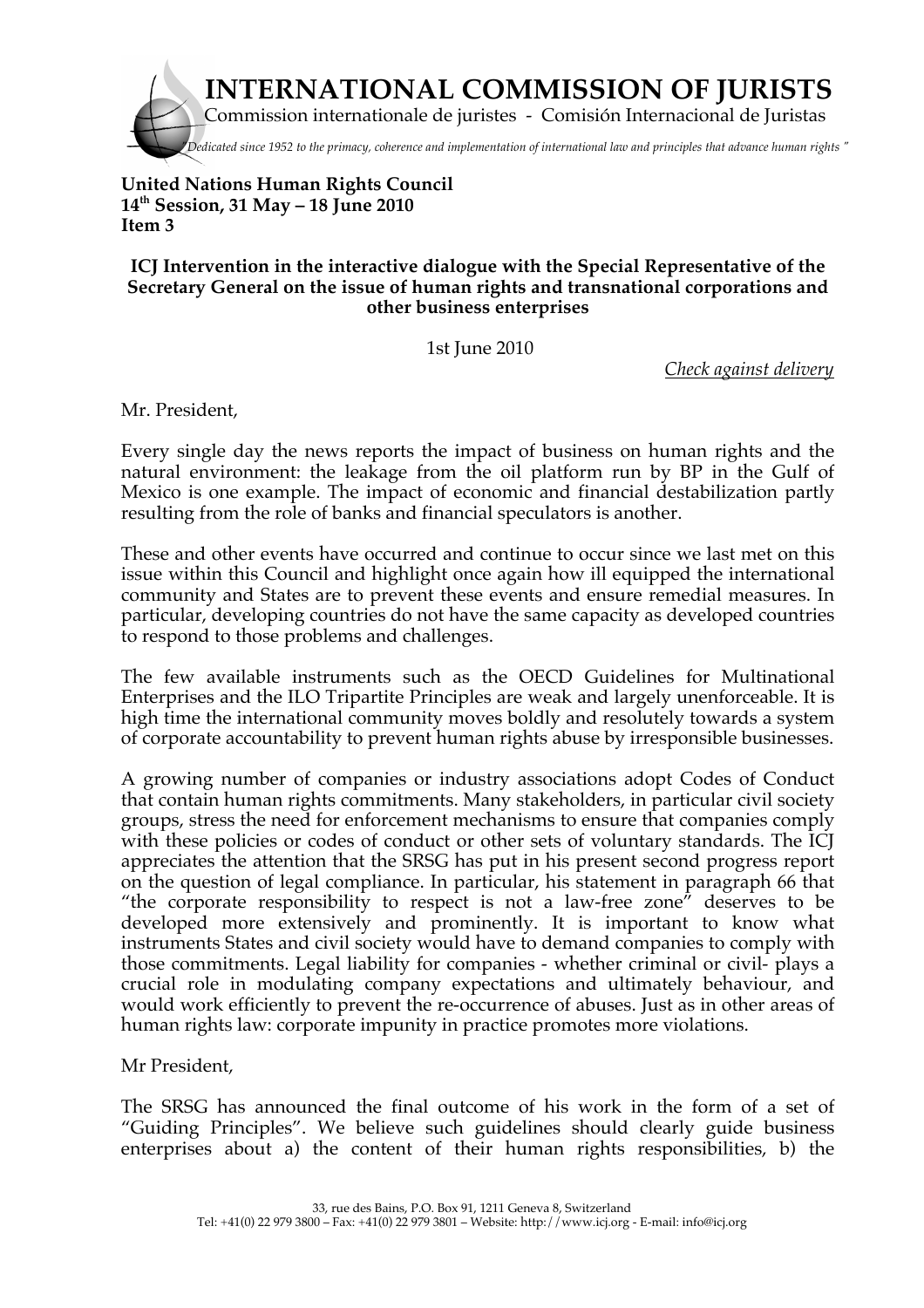# INTERNATIONAL COMMISSION OF JURISTS

Commission internationale de juristes - Comisión Internacional de Juristas

*"Dedicated since 1952 to the primacy, coherence and implementation of international law and principles that advance human rights"*

**United Nations Human Rights Council**
**14th Session, 31 May – 18 June 2010**
**Item 3**

**ICJ Intervention in the interactive dialogue with the Special Representative of the Secretary General on the issue of human rights and transnational corporations and other business enterprises**

1st June 2010

<u>*Check against delivery*</u>

Mr. President,

Every single day the news reports the impact of business on human rights and the natural environment: the leakage from the oil platform run by BP in the Gulf of Mexico is one example. The impact of economic and financial destabilization partly resulting from the role of banks and financial speculators is another.

These and other events have occurred and continue to occur since we last met on this issue within this Council and highlight once again how ill equipped the international community and States are to prevent these events and ensure remedial measures. In particular, developing countries do not have the same capacity as developed countries to respond to those problems and challenges.

The few available instruments such as the OECD Guidelines for Multinational Enterprises and the ILO Tripartite Principles are weak and largely unenforceable. It is high time the international community moves boldly and resolutely towards a system of corporate accountability to prevent human rights abuse by irresponsible businesses.

A growing number of companies or industry associations adopt Codes of Conduct that contain human rights commitments. Many stakeholders, in particular civil society groups, stress the need for enforcement mechanisms to ensure that companies comply with these policies or codes of conduct or other sets of voluntary standards. The ICJ appreciates the attention that the SRSG has put in his present second progress report on the question of legal compliance. In particular, his statement in paragraph 66 that "the corporate responsibility to respect is not a law-free zone" deserves to be developed more extensively and prominently. It is important to know what instruments States and civil society would have to demand companies to comply with those commitments. Legal liability for companies - whether criminal or civil- plays a crucial role in modulating company expectations and ultimately behaviour, and would work efficiently to prevent the re-occurrence of abuses. Just as in other areas of human rights law: corporate impunity in practice promotes more violations.

Mr President,

The SRSG has announced the final outcome of his work in the form of a set of "Guiding Principles". We believe such guidelines should clearly guide business enterprises about a) the content of their human rights responsibilities, b) the

33, rue des Bains, P.O. Box 91, 1211 Geneva 8, Switzerland
Tel: +41(0) 22 979 3800 – Fax: +41(0) 22 979 3801 – Website: http://www.icj.org - E-mail: info@icj.org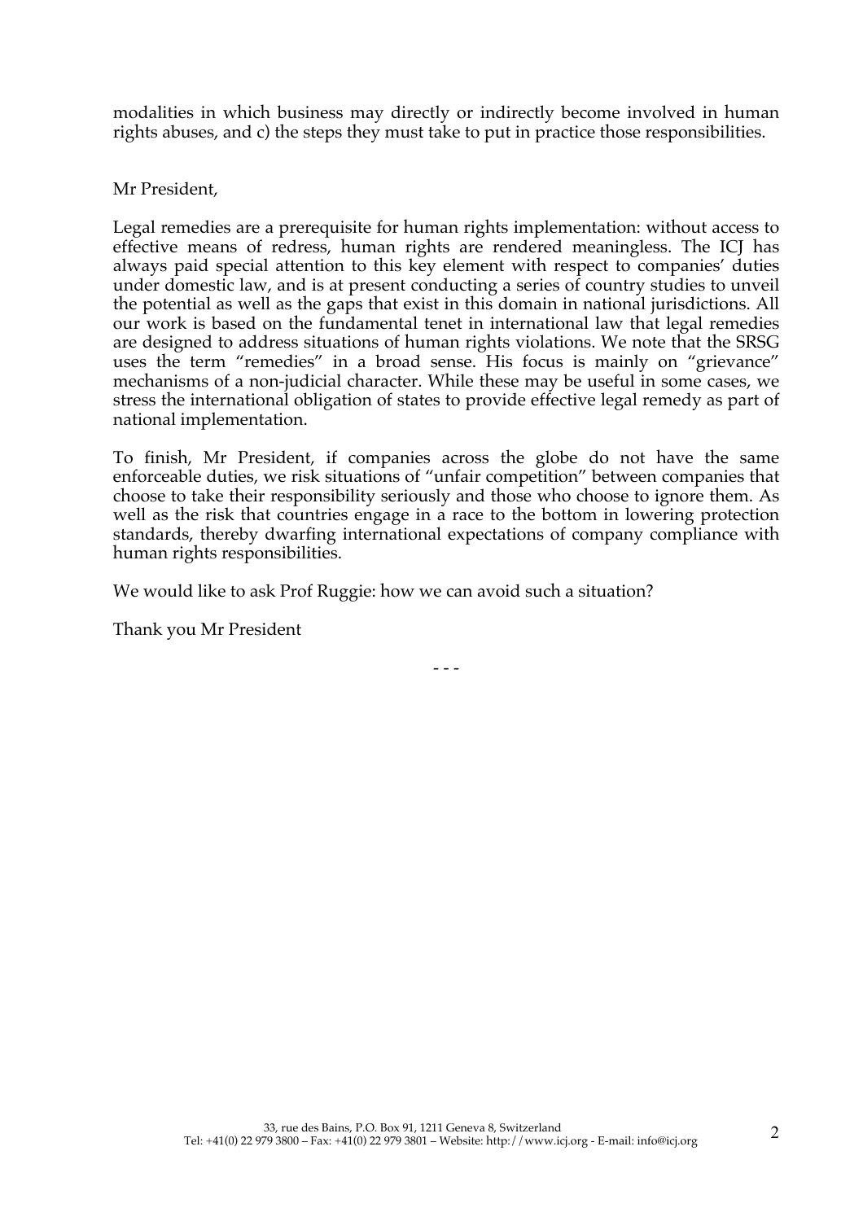modalities in which business may directly or indirectly become involved in human rights abuses, and c) the steps they must take to put in practice those responsibilities.

Mr President,

Legal remedies are a prerequisite for human rights implementation: without access to effective means of redress, human rights are rendered meaningless. The ICJ has always paid special attention to this key element with respect to companies' duties under domestic law, and is at present conducting a series of country studies to unveil the potential as well as the gaps that exist in this domain in national jurisdictions. All our work is based on the fundamental tenet in international law that legal remedies are designed to address situations of human rights violations. We note that the SRSG uses the term "remedies" in a broad sense. His focus is mainly on "grievance" mechanisms of a non-judicial character. While these may be useful in some cases, we stress the international obligation of states to provide effective legal remedy as part of national implementation.

To finish, Mr President, if companies across the globe do not have the same enforceable duties, we risk situations of "unfair competition" between companies that choose to take their responsibility seriously and those who choose to ignore them. As well as the risk that countries engage in a race to the bottom in lowering protection standards, thereby dwarfing international expectations of company compliance with human rights responsibilities.

We would like to ask Prof Ruggie: how we can avoid such a situation?

Thank you Mr President

- - -

33, rue des Bains, P.O. Box 91, 1211 Geneva 8, Switzerland
Tel: +41(0) 22 979 3800 – Fax: +41(0) 22 979 3801 – Website: http://www.icj.org - E-mail: info@icj.org